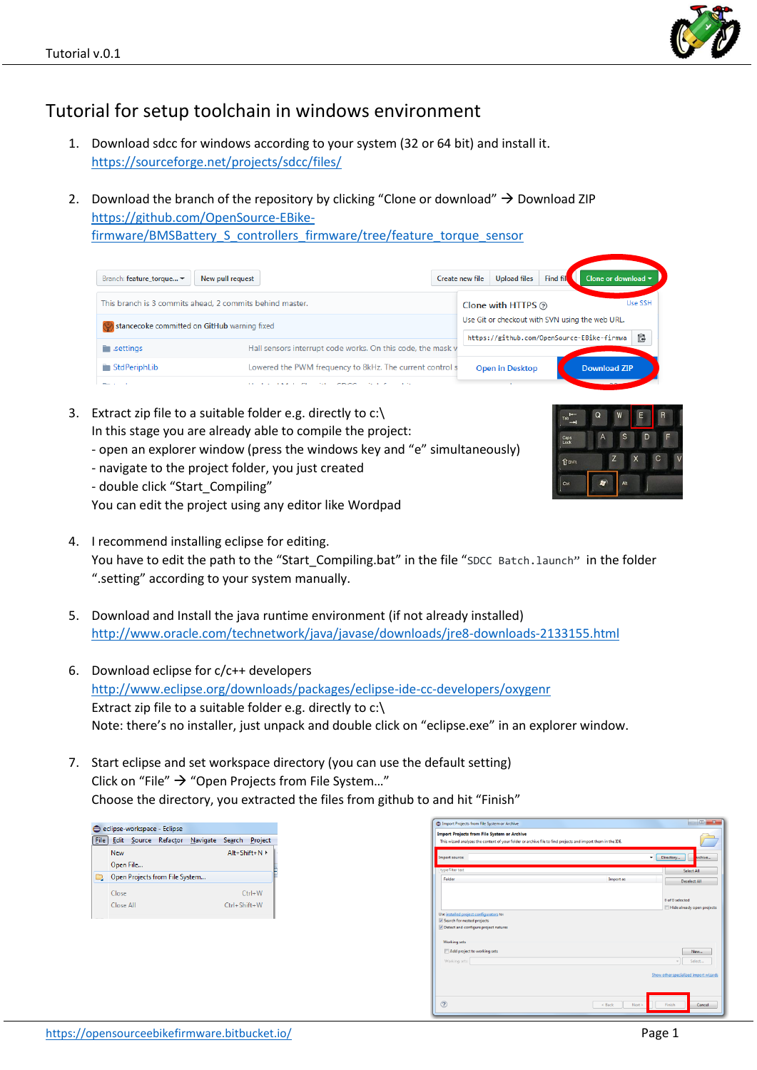# Tutorial for setup toolchain in windows environment

1. Download sdcc for windows according to your system (32 or 64 bit) and install it.
   [https://sourceforge.net/projects/sdcc/files/](https://sourceforge.net/projects/sdcc/files/)

2. Download the branch of the repository by clicking "Clone or download" → Download ZIP
   [https://github.com/OpenSource-EBike-firmware/BMSBattery_S_controllers_firmware/tree/feature_torque_sensor](https://github.com/OpenSource-EBike-firmware/BMSBattery_S_controllers_firmware/tree/feature_torque_sensor)

3. Extract zip file to a suitable folder e.g. directly to c:\
   In this stage you are already able to compile the project:
   - open an explorer window (press the windows key and "e" simultaneously)
   - navigate to the project folder, you just created
   - double click "Start_Compiling"
   You can edit the project using any editor like Wordpad

4. I recommend installing eclipse for editing.
   You have to edit the path to the "Start_Compiling.bat" in the file "`SDCC Batch.launch`" in the folder ".setting" according to your system manually.

5. Download and Install the java runtime environment (if not already installed)
   [http://www.oracle.com/technetwork/java/javase/downloads/jre8-downloads-2133155.html](http://www.oracle.com/technetwork/java/javase/downloads/jre8-downloads-2133155.html)

6. Download eclipse for c/c++ developers
   [http://www.eclipse.org/downloads/packages/eclipse-ide-cc-developers/oxygenr](http://www.eclipse.org/downloads/packages/eclipse-ide-cc-developers/oxygenr)
   Extract zip file to a suitable folder e.g. directly to c:\
   Note: there's no installer, just unpack and double click on "eclipse.exe" in an explorer window.

7. Start eclipse and set workspace directory (you can use the default setting)
   Click on "File" → "Open Projects from File System..."
   Choose the directory, you extracted the files from github to and hit "Finish"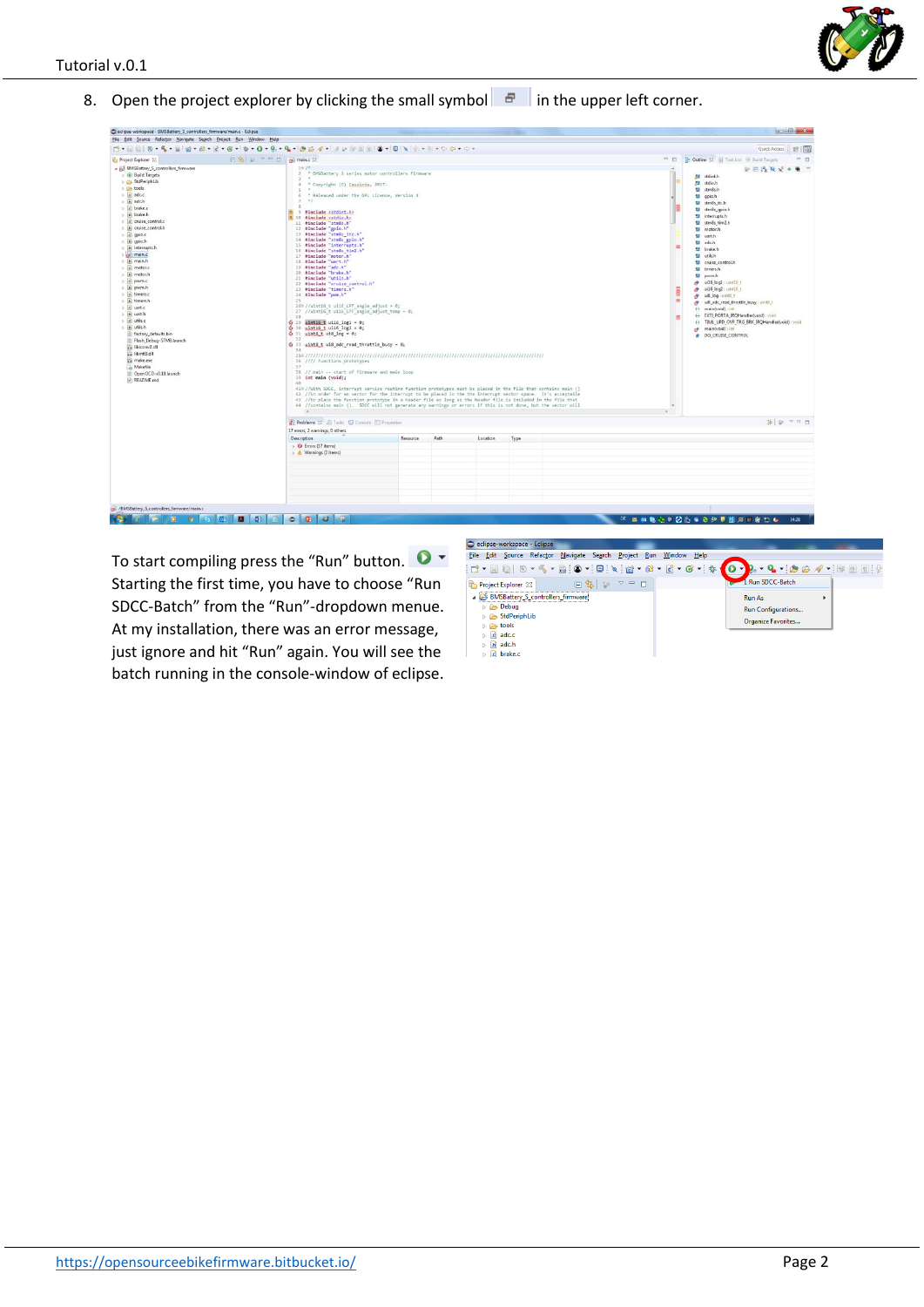8. Open the project explorer by clicking the small symbol in the upper left corner.

To start compiling press the "Run" button. Starting the first time, you have to choose "Run SDCC-Batch" from the "Run"-dropdown menue. At my installation, there was an error message, just ignore and hit "Run" again. You will see the batch running in the console-window of eclipse.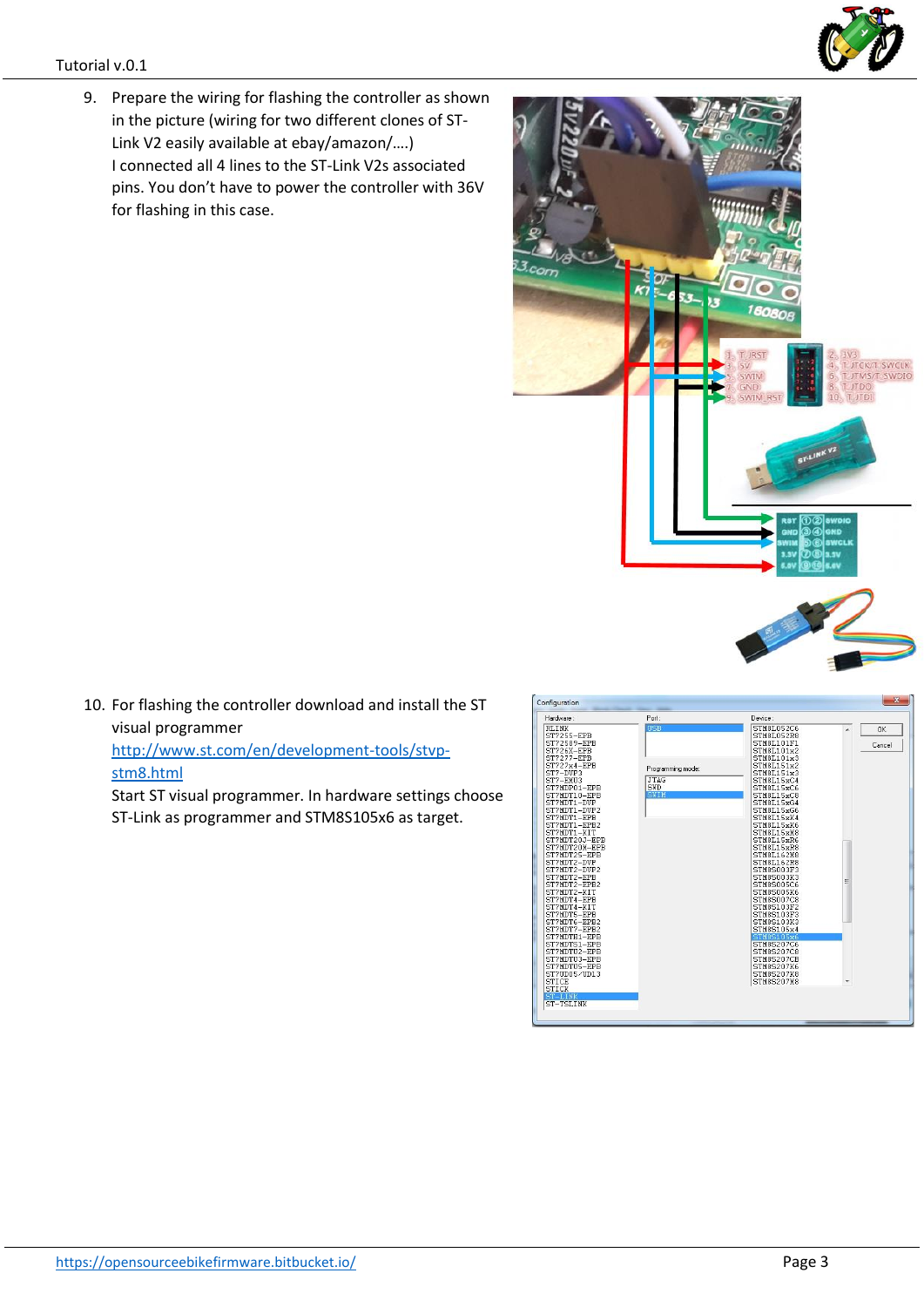9. Prepare the wiring for flashing the controller as shown in the picture (wiring for two different clones of ST-Link V2 easily available at ebay/amazon/….)
   I connected all 4 lines to the ST-Link V2s associated pins. You don't have to power the controller with 36V for flashing in this case.

10. For flashing the controller download and install the ST visual programmer
    [http://www.st.com/en/development-tools/stvp-stm8.html](http://www.st.com/en/development-tools/stvp-stm8.html)
    Start ST visual programmer. In hardware settings choose ST-Link as programmer and STM8S105x6 as target.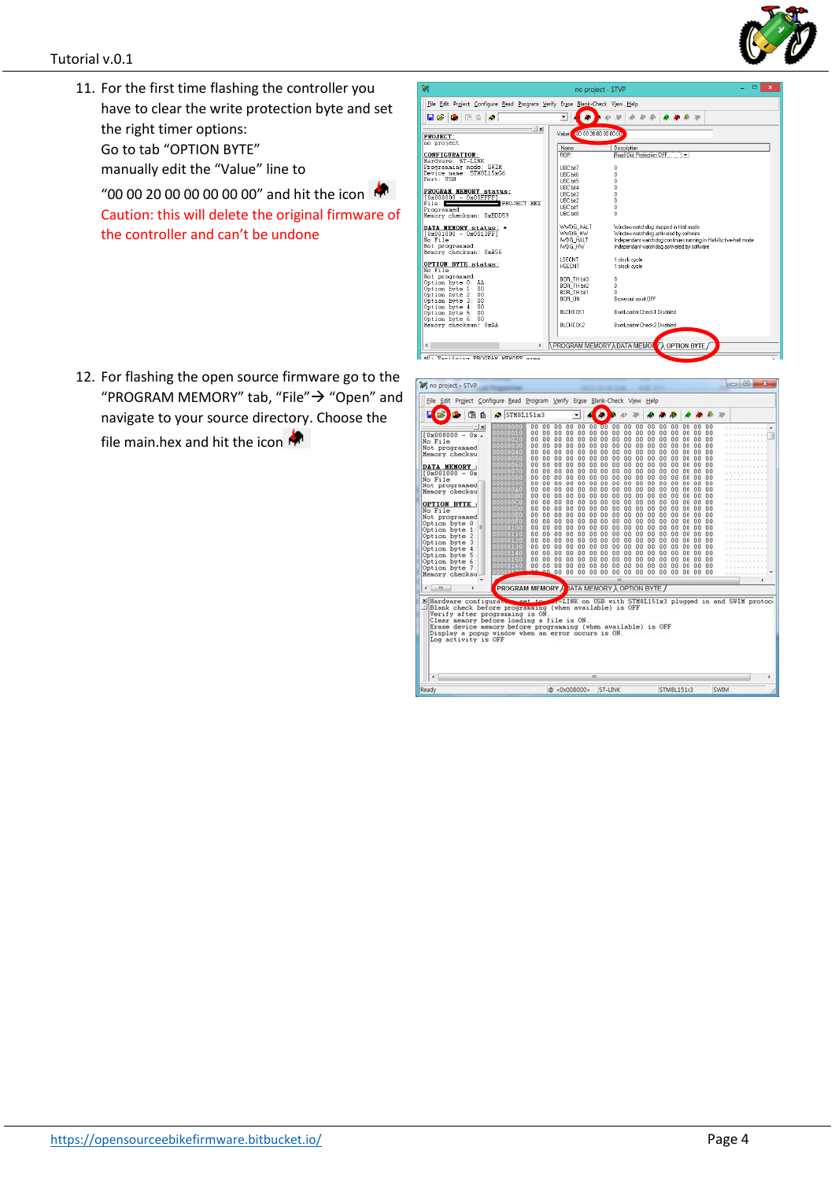11. For the first time flashing the controller you have to clear the write protection byte and set the right timer options:
    Go to tab "OPTION BYTE"
    manually edit the "Value" line to
    "00 00 20 00 00 00 00 00" and hit the icon
    Caution: this will delete the original firmware of the controller and can't be undone

12. For flashing the open source firmware go to the "PROGRAM MEMORY" tab, "File" → "Open" and navigate to your source directory. Choose the file main.hex and hit the icon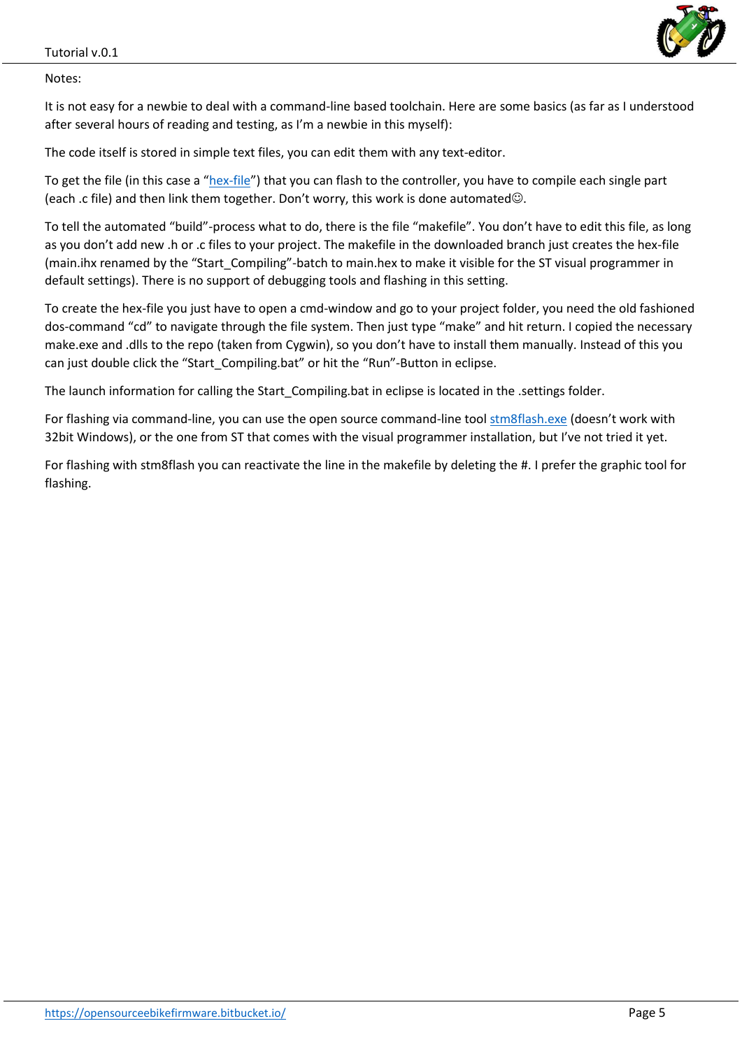Notes:

It is not easy for a newbie to deal with a command-line based toolchain. Here are some basics (as far as I understood after several hours of reading and testing, as I'm a newbie in this myself):

The code itself is stored in simple text files, you can edit them with any text-editor.

To get the file (in this case a "hex-file") that you can flash to the controller, you have to compile each single part (each .c file) and then link them together. Don't worry, this work is done automated☺.

To tell the automated "build"-process what to do, there is the file "makefile". You don't have to edit this file, as long as you don't add new .h or .c files to your project. The makefile in the downloaded branch just creates the hex-file (main.ihx renamed by the "Start_Compiling"-batch to main.hex to make it visible for the ST visual programmer in default settings). There is no support of debugging tools and flashing in this setting.

To create the hex-file you just have to open a cmd-window and go to your project folder, you need the old fashioned dos-command "cd" to navigate through the file system. Then just type "make" and hit return. I copied the necessary make.exe and .dlls to the repo (taken from Cygwin), so you don't have to install them manually. Instead of this you can just double click the "Start_Compiling.bat" or hit the "Run"-Button in eclipse.

The launch information for calling the Start_Compiling.bat in eclipse is located in the .settings folder.

For flashing via command-line, you can use the open source command-line tool stm8flash.exe (doesn't work with 32bit Windows), or the one from ST that comes with the visual programmer installation, but I've not tried it yet.

For flashing with stm8flash you can reactivate the line in the makefile by deleting the #. I prefer the graphic tool for flashing.